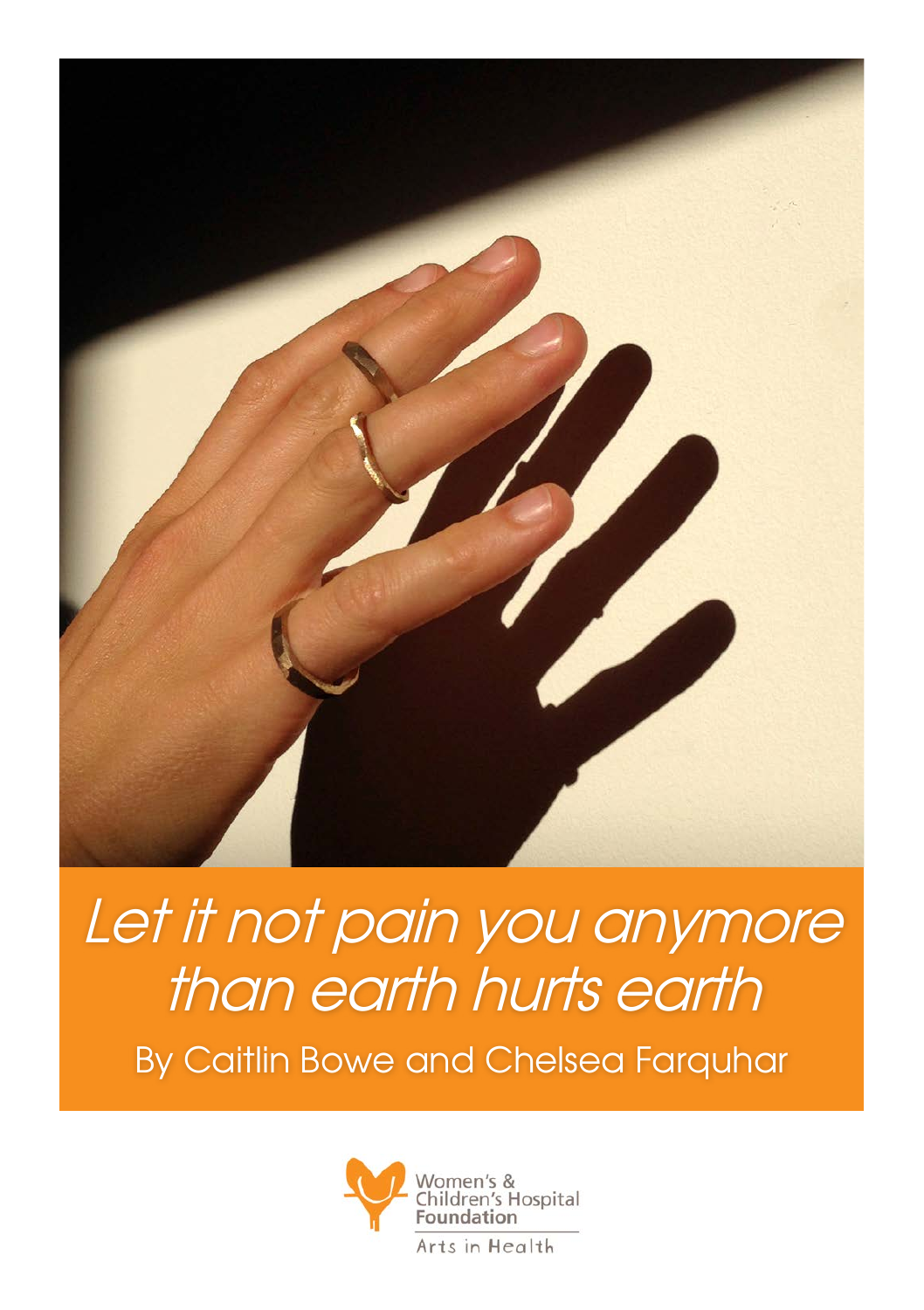# *Let it not pain you anymore than earth hurts earth*

By Caitlin Bowe and Chelsea Farquhar

Women's & Children's Hospital Foundation

Arts in Health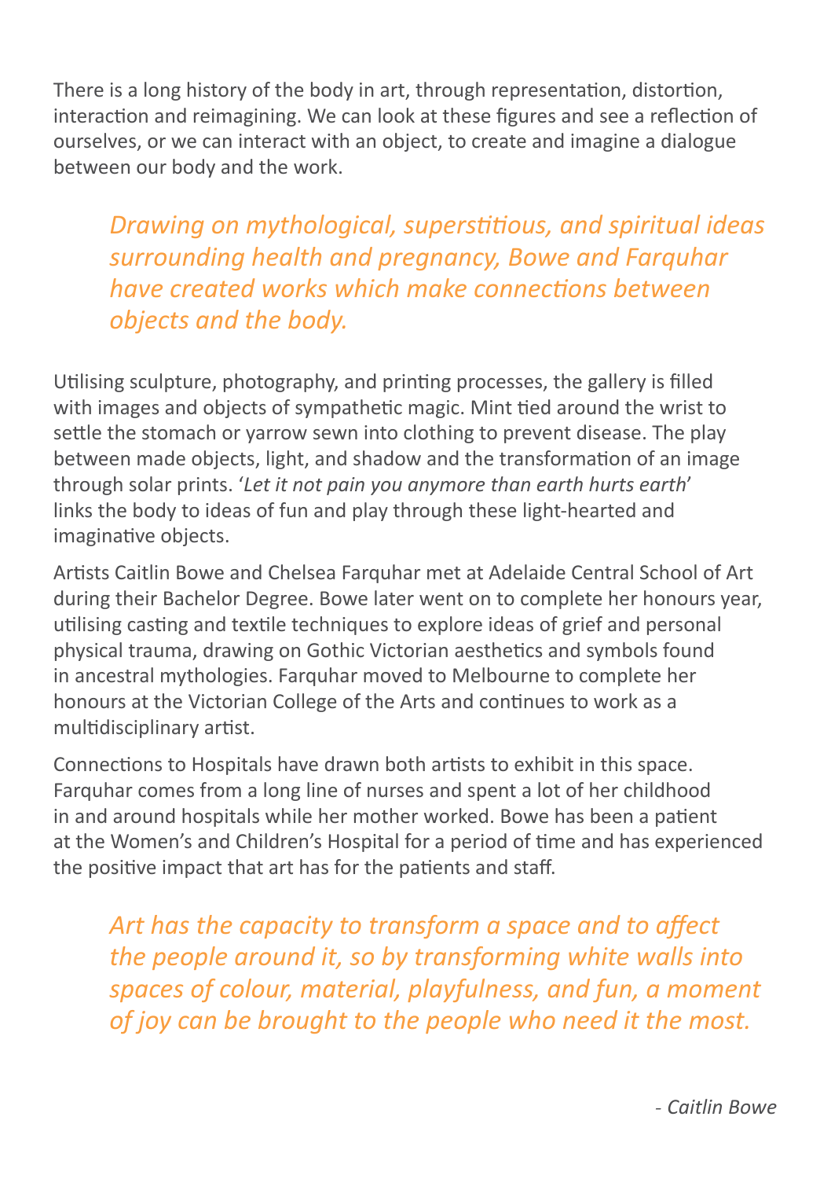There is a long history of the body in art, through representation, distortion, interaction and reimagining. We can look at these figures and see a reflection of ourselves, or we can interact with an object, to create and imagine a dialogue between our body and the work.

> *Drawing on mythological, superstitious, and spiritual ideas surrounding health and pregnancy, Bowe and Farquhar have created works which make connections between objects and the body.*

Utilising sculpture, photography, and printing processes, the gallery is filled with images and objects of sympathetic magic. Mint tied around the wrist to settle the stomach or yarrow sewn into clothing to prevent disease. The play between made objects, light, and shadow and the transformation of an image through solar prints. '*Let it not pain you anymore than earth hurts earth*' links the body to ideas of fun and play through these light-hearted and imaginative objects.

Artists Caitlin Bowe and Chelsea Farquhar met at Adelaide Central School of Art during their Bachelor Degree. Bowe later went on to complete her honours year, utilising casting and textile techniques to explore ideas of grief and personal physical trauma, drawing on Gothic Victorian aesthetics and symbols found in ancestral mythologies. Farquhar moved to Melbourne to complete her honours at the Victorian College of the Arts and continues to work as a multidisciplinary artist.

Connections to Hospitals have drawn both artists to exhibit in this space. Farquhar comes from a long line of nurses and spent a lot of her childhood in and around hospitals while her mother worked. Bowe has been a patient at the Women's and Children's Hospital for a period of time and has experienced the positive impact that art has for the patients and staff.

> *Art has the capacity to transform a space and to affect the people around it, so by transforming white walls into spaces of colour, material, playfulness, and fun, a moment of joy can be brought to the people who need it the most.*

*- Caitlin Bowe*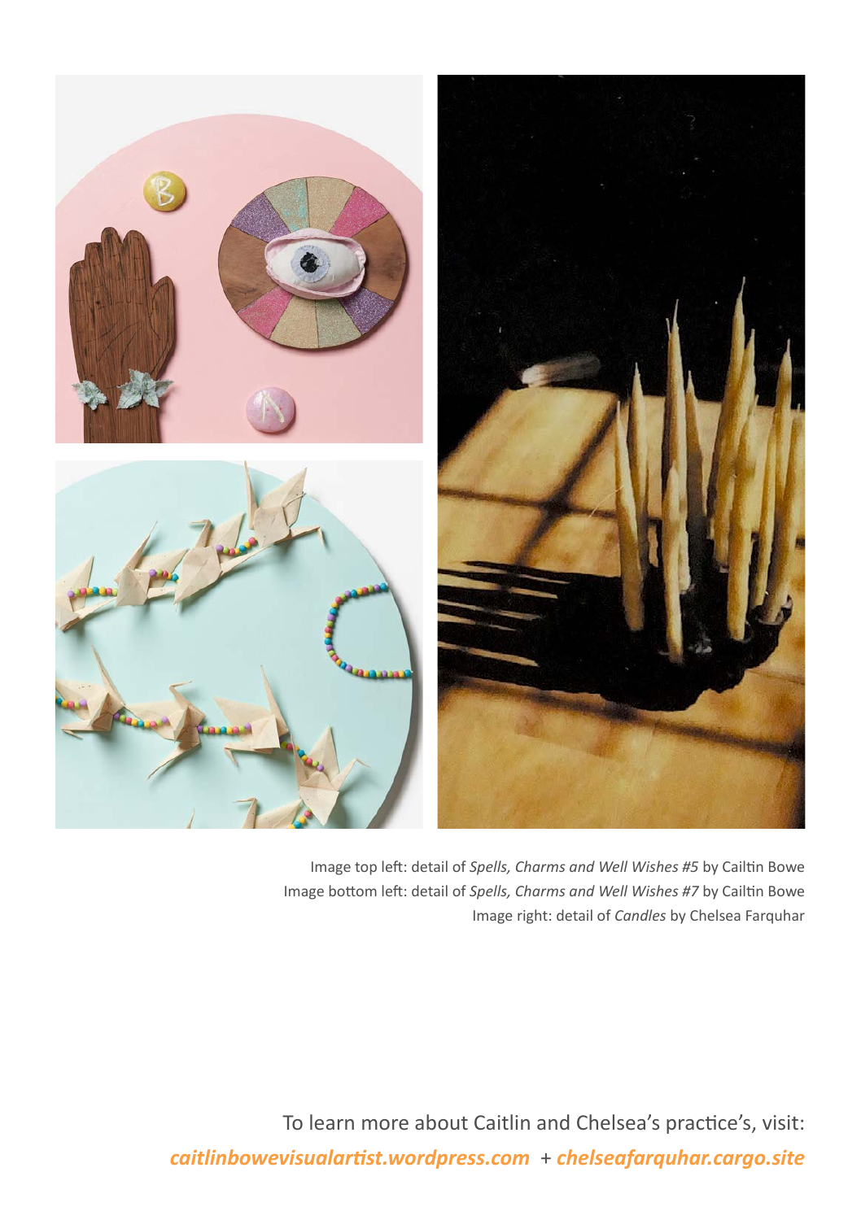Image top left: detail of *Spells, Charms and Well Wishes #5* by Cailtin Bowe
Image bottom left: detail of *Spells, Charms and Well Wishes #7* by Cailtin Bowe
Image right: detail of *Candles* by Chelsea Farquhar

To learn more about Caitlin and Chelsea's practice's, visit:
***caitlinbowevisualartist.wordpress.com*** + ***chelseafarquhar.cargo.site***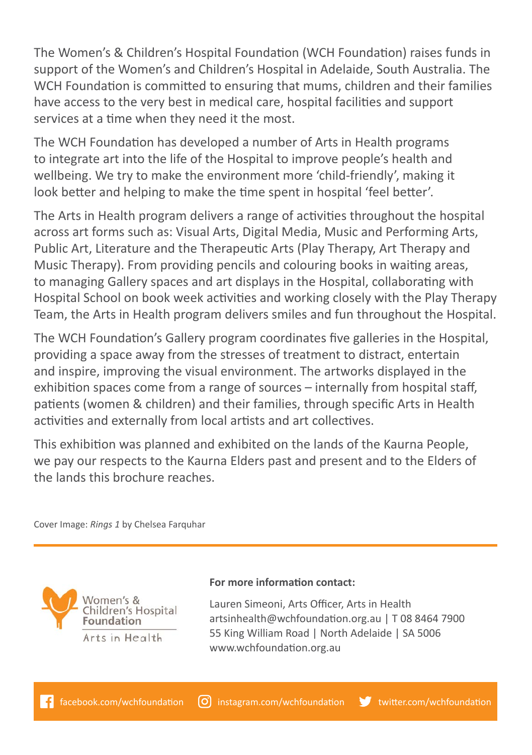The Women's & Children's Hospital Foundation (WCH Foundation) raises funds in support of the Women's and Children's Hospital in Adelaide, South Australia. The WCH Foundation is committed to ensuring that mums, children and their families have access to the very best in medical care, hospital facilities and support services at a time when they need it the most.

The WCH Foundation has developed a number of Arts in Health programs to integrate art into the life of the Hospital to improve people's health and wellbeing. We try to make the environment more 'child-friendly', making it look better and helping to make the time spent in hospital 'feel better'.

The Arts in Health program delivers a range of activities throughout the hospital across art forms such as: Visual Arts, Digital Media, Music and Performing Arts, Public Art, Literature and the Therapeutic Arts (Play Therapy, Art Therapy and Music Therapy). From providing pencils and colouring books in waiting areas, to managing Gallery spaces and art displays in the Hospital, collaborating with Hospital School on book week activities and working closely with the Play Therapy Team, the Arts in Health program delivers smiles and fun throughout the Hospital.

The WCH Foundation's Gallery program coordinates five galleries in the Hospital, providing a space away from the stresses of treatment to distract, entertain and inspire, improving the visual environment. The artworks displayed in the exhibition spaces come from a range of sources – internally from hospital staff, patients (women & children) and their families, through specific Arts in Health activities and externally from local artists and art collectives.

This exhibition was planned and exhibited on the lands of the Kaurna People, we pay our respects to the Kaurna Elders past and present and to the Elders of the lands this brochure reaches.

Cover Image: *Rings 1* by Chelsea Farquhar

---

Women's & Children's Hospital **Foundation**
Arts in Health

**For more information contact:**

Lauren Simeoni, Arts Officer, Arts in Health
artsinhealth@wchfoundation.org.au | T 08 8464 7900
55 King William Road | North Adelaide | SA 5006
www.wchfoundation.org.au

facebook.com/wchfoundation | instagram.com/wchfoundation | twitter.com/wchfoundation